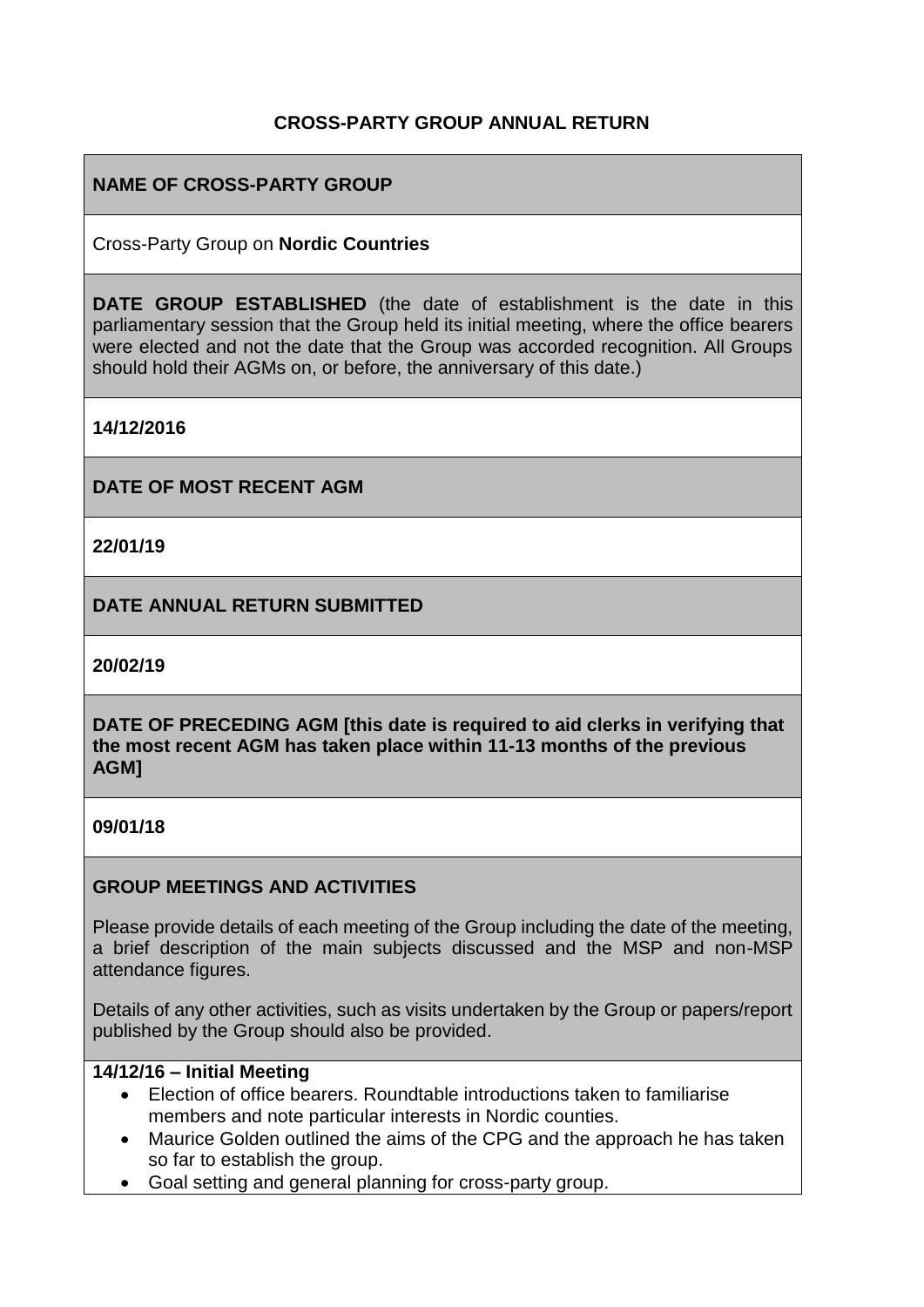**CROSS-PARTY GROUP ANNUAL RETURN**

**NAME OF CROSS-PARTY GROUP**

Cross-Party Group on **Nordic Countries**

**DATE GROUP ESTABLISHED** (the date of establishment is the date in this parliamentary session that the Group held its initial meeting, where the office bearers were elected and not the date that the Group was accorded recognition. All Groups should hold their AGMs on, or before, the anniversary of this date.)

**14/12/2016**

**DATE OF MOST RECENT AGM**

**22/01/19**

**DATE ANNUAL RETURN SUBMITTED**

**20/02/19**

**DATE OF PRECEDING AGM [this date is required to aid clerks in verifying that the most recent AGM has taken place within 11-13 months of the previous AGM]**

**09/01/18**

**GROUP MEETINGS AND ACTIVITIES**

Please provide details of each meeting of the Group including the date of the meeting, a brief description of the main subjects discussed and the MSP and non-MSP attendance figures.

Details of any other activities, such as visits undertaken by the Group or papers/report published by the Group should also be provided.

**14/12/16 – Initial Meeting**

- Election of office bearers. Roundtable introductions taken to familiarise members and note particular interests in Nordic counties.
- Maurice Golden outlined the aims of the CPG and the approach he has taken so far to establish the group.
- Goal setting and general planning for cross-party group.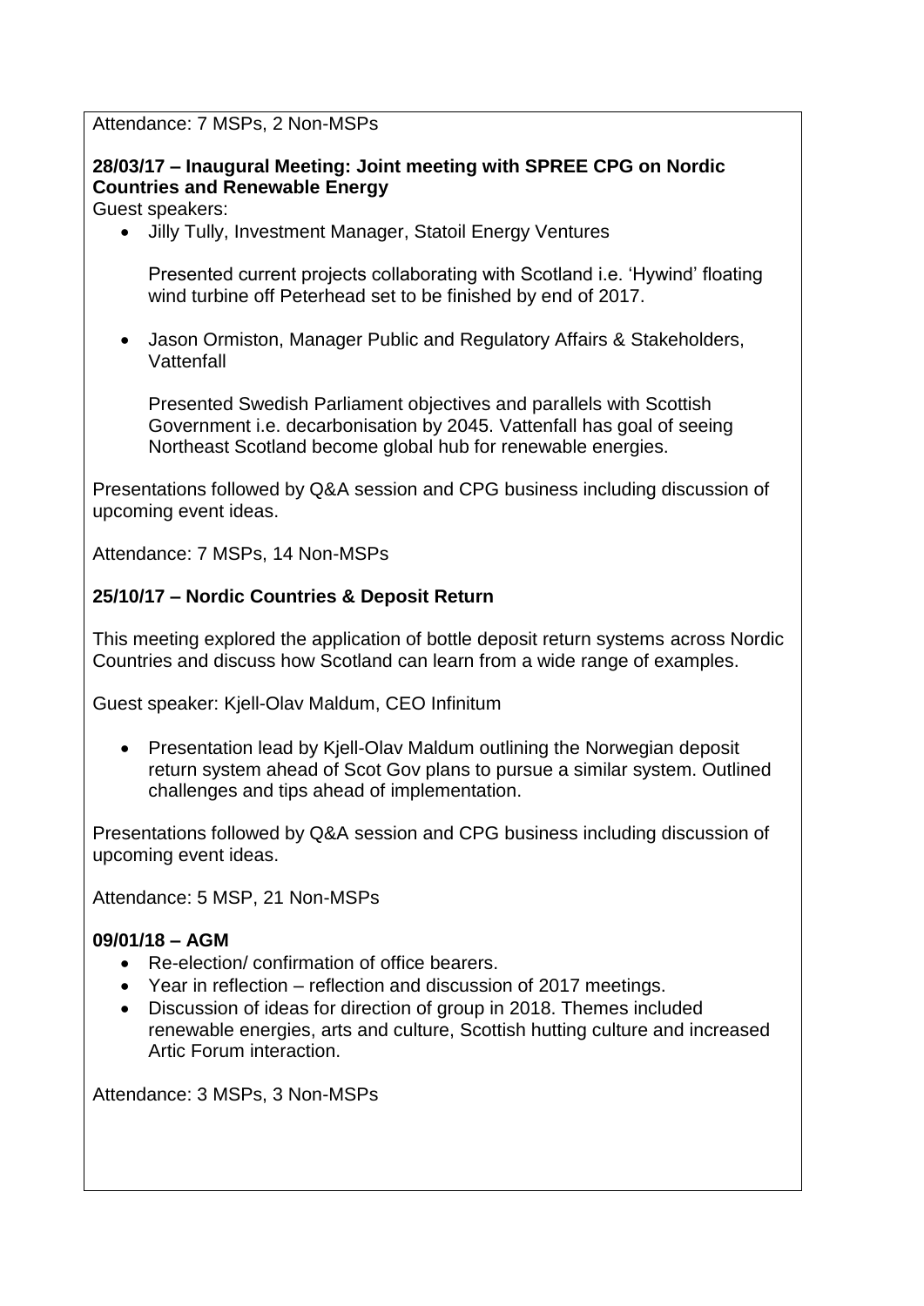Attendance: 7 MSPs, 2 Non-MSPs

**28/03/17 – Inaugural Meeting: Joint meeting with SPREE CPG on Nordic Countries and Renewable Energy**

Guest speakers:

- Jilly Tully, Investment Manager, Statoil Energy Ventures

  Presented current projects collaborating with Scotland i.e. 'Hywind' floating wind turbine off Peterhead set to be finished by end of 2017.

- Jason Ormiston, Manager Public and Regulatory Affairs & Stakeholders, Vattenfall

  Presented Swedish Parliament objectives and parallels with Scottish Government i.e. decarbonisation by 2045. Vattenfall has goal of seeing Northeast Scotland become global hub for renewable energies.

Presentations followed by Q&A session and CPG business including discussion of upcoming event ideas.

Attendance: 7 MSPs, 14 Non-MSPs

**25/10/17 – Nordic Countries & Deposit Return**

This meeting explored the application of bottle deposit return systems across Nordic Countries and discuss how Scotland can learn from a wide range of examples.

Guest speaker: Kjell-Olav Maldum, CEO Infinitum

- Presentation lead by Kjell-Olav Maldum outlining the Norwegian deposit return system ahead of Scot Gov plans to pursue a similar system. Outlined challenges and tips ahead of implementation.

Presentations followed by Q&A session and CPG business including discussion of upcoming event ideas.

Attendance: 5 MSP, 21 Non-MSPs

**09/01/18 – AGM**

- Re-election/ confirmation of office bearers.
- Year in reflection – reflection and discussion of 2017 meetings.
- Discussion of ideas for direction of group in 2018. Themes included renewable energies, arts and culture, Scottish hutting culture and increased Artic Forum interaction.

Attendance: 3 MSPs, 3 Non-MSPs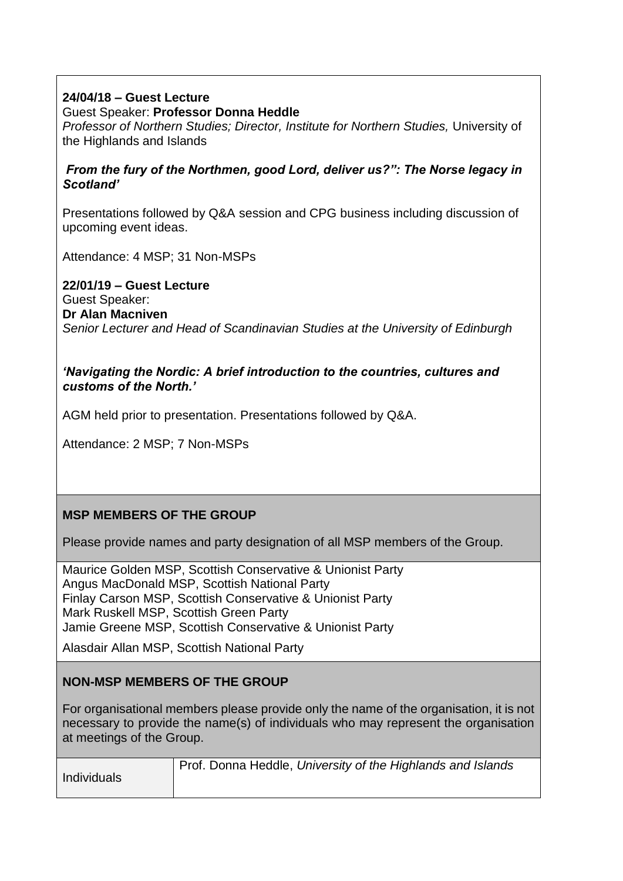**24/04/18 – Guest Lecture**
Guest Speaker: **Professor Donna Heddle**
*Professor of Northern Studies; Director, Institute for Northern Studies,* University of the Highlands and Islands

***From the fury of the Northmen, good Lord, deliver us?": The Norse legacy in Scotland'***

Presentations followed by Q&A session and CPG business including discussion of upcoming event ideas.

Attendance: 4 MSP; 31 Non-MSPs

**22/01/19 – Guest Lecture**
Guest Speaker:
**Dr Alan Macniven**
*Senior Lecturer and Head of Scandinavian Studies at the University of Edinburgh*

***'Navigating the Nordic: A brief introduction to the countries, cultures and customs of the North.'***

AGM held prior to presentation. Presentations followed by Q&A.

Attendance: 2 MSP; 7 Non-MSPs

## MSP MEMBERS OF THE GROUP

Please provide names and party designation of all MSP members of the Group.

Maurice Golden MSP, Scottish Conservative & Unionist Party
Angus MacDonald MSP, Scottish National Party
Finlay Carson MSP, Scottish Conservative & Unionist Party
Mark Ruskell MSP, Scottish Green Party
Jamie Greene MSP, Scottish Conservative & Unionist Party

Alasdair Allan MSP, Scottish National Party

## NON-MSP MEMBERS OF THE GROUP

For organisational members please provide only the name of the organisation, it is not necessary to provide the name(s) of individuals who may represent the organisation at meetings of the Group.

| | |
|---|---|
| Individuals | Prof. Donna Heddle, *University of the Highlands and Islands* |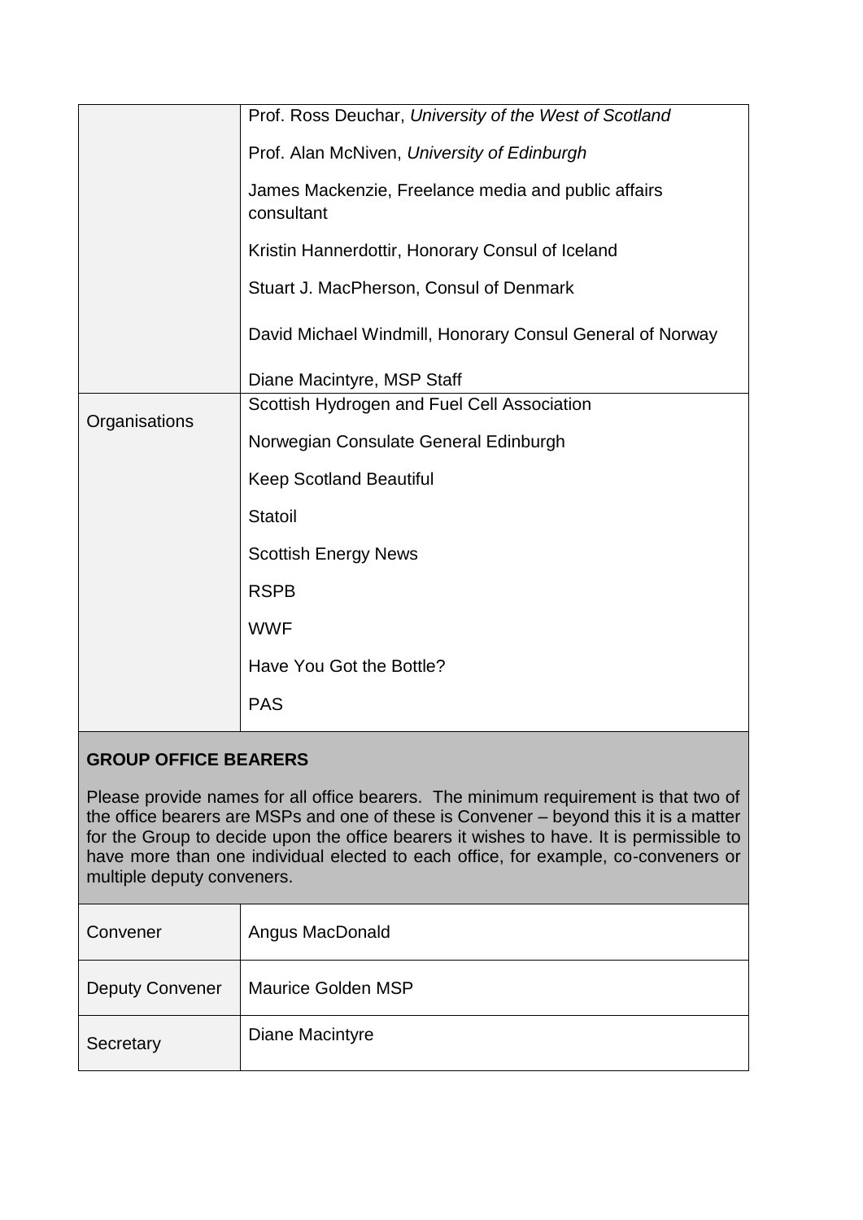| | |
|---|---|
| | Prof. Ross Deuchar, *University of the West of Scotland*<br><br>Prof. Alan McNiven, *University of Edinburgh*<br><br>James Mackenzie, Freelance media and public affairs consultant<br><br>Kristin Hannerdottir, Honorary Consul of Iceland<br><br>Stuart J. MacPherson, Consul of Denmark<br><br>David Michael Windmill, Honorary Consul General of Norway<br><br>Diane Macintyre, MSP Staff |
| Organisations | Scottish Hydrogen and Fuel Cell Association<br><br>Norwegian Consulate General Edinburgh<br><br>Keep Scotland Beautiful<br><br>Statoil<br><br>Scottish Energy News<br><br>RSPB<br><br>WWF<br><br>Have You Got the Bottle?<br><br>PAS |

**GROUP OFFICE BEARERS**

Please provide names for all office bearers. The minimum requirement is that two of the office bearers are MSPs and one of these is Convener – beyond this it is a matter for the Group to decide upon the office bearers it wishes to have. It is permissible to have more than one individual elected to each office, for example, co-conveners or multiple deputy conveners.

| | |
|---|---|
| Convener | Angus MacDonald |
| Deputy Convener | Maurice Golden MSP |
| Secretary | Diane Macintyre |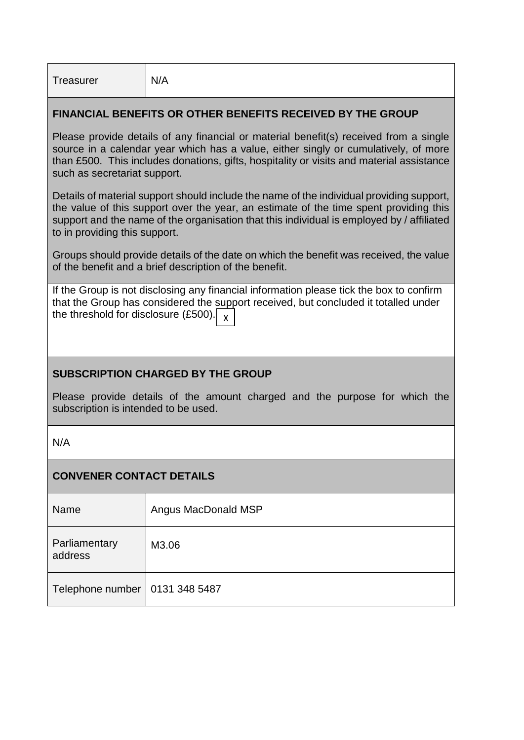| | |
|---|---|
| Treasurer | N/A |

**FINANCIAL BENEFITS OR OTHER BENEFITS RECEIVED BY THE GROUP**

Please provide details of any financial or material benefit(s) received from a single source in a calendar year which has a value, either singly or cumulatively, of more than £500. This includes donations, gifts, hospitality or visits and material assistance such as secretariat support.

Details of material support should include the name of the individual providing support, the value of this support over the year, an estimate of the time spent providing this support and the name of the organisation that this individual is employed by / affiliated to in providing this support.

Groups should provide details of the date on which the benefit was received, the value of the benefit and a brief description of the benefit.

If the Group is not disclosing any financial information please tick the box to confirm that the Group has considered the support received, but concluded it totalled under the threshold for disclosure (£500). X

**SUBSCRIPTION CHARGED BY THE GROUP**

Please provide details of the amount charged and the purpose for which the subscription is intended to be used.

N/A

**CONVENER CONTACT DETAILS**

| | |
|---|---|
| Name | Angus MacDonald MSP |
| Parliamentary address | M3.06 |
| Telephone number | 0131 348 5487 |